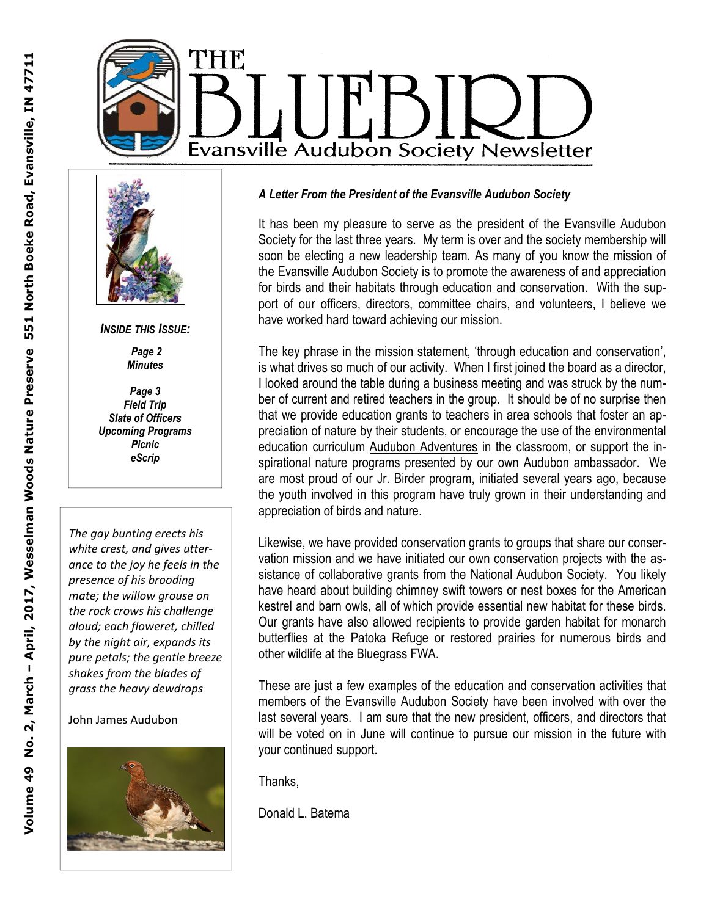# THE BLUEBIRD

## Evansville Audubon Society Newsletter

Volume 49 No. 2, March – April, 2017, Wesselman Woods Nature Preserve 551 North Boeke Road, Evansville, IN 47711

***INSIDE THIS ISSUE:***

***Page 2***
***Minutes***

***Page 3***
***Field Trip***
***Slate of Officers***
***Upcoming Programs***
***Picnic***
***eScrip***

*The gay bunting erects his white crest, and gives utterance to the joy he feels in the presence of his brooding mate; the willow grouse on the rock crows his challenge aloud; each floweret, chilled by the night air, expands its pure petals; the gentle breeze shakes from the blades of grass the heavy dewdrops*

John James Audubon

***A Letter From the President of the Evansville Audubon Society***

It has been my pleasure to serve as the president of the Evansville Audubon Society for the last three years. My term is over and the society membership will soon be electing a new leadership team. As many of you know the mission of the Evansville Audubon Society is to promote the awareness of and appreciation for birds and their habitats through education and conservation. With the support of our officers, directors, committee chairs, and volunteers, I believe we have worked hard toward achieving our mission.

The key phrase in the mission statement, 'through education and conservation', is what drives so much of our activity. When I first joined the board as a director, I looked around the table during a business meeting and was struck by the number of current and retired teachers in the group. It should be of no surprise then that we provide education grants to teachers in area schools that foster an appreciation of nature by their students, or encourage the use of the environmental education curriculum Audubon Adventures in the classroom, or support the inspirational nature programs presented by our own Audubon ambassador. We are most proud of our Jr. Birder program, initiated several years ago, because the youth involved in this program have truly grown in their understanding and appreciation of birds and nature.

Likewise, we have provided conservation grants to groups that share our conservation mission and we have initiated our own conservation projects with the assistance of collaborative grants from the National Audubon Society. You likely have heard about building chimney swift towers or nest boxes for the American kestrel and barn owls, all of which provide essential new habitat for these birds. Our grants have also allowed recipients to provide garden habitat for monarch butterflies at the Patoka Refuge or restored prairies for numerous birds and other wildlife at the Bluegrass FWA.

These are just a few examples of the education and conservation activities that members of the Evansville Audubon Society have been involved with over the last several years. I am sure that the new president, officers, and directors that will be voted on in June will continue to pursue our mission in the future with your continued support.

Thanks,

Donald L. Batema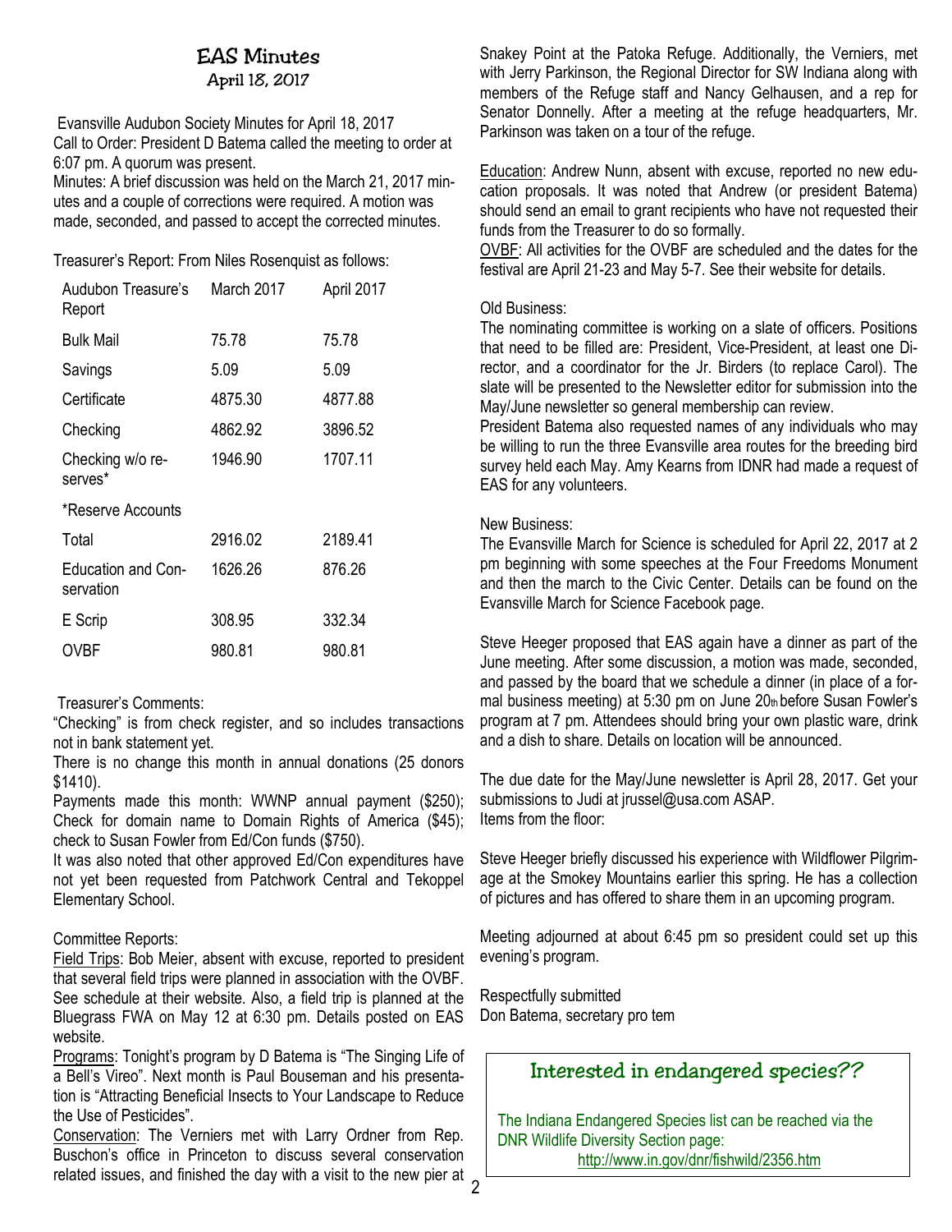# EAS Minutes

## April 18, 2017

Evansville Audubon Society Minutes for April 18, 2017

Call to Order: President D Batema called the meeting to order at 6:07 pm. A quorum was present.

Minutes: A brief discussion was held on the March 21, 2017 minutes and a couple of corrections were required. A motion was made, seconded, and passed to accept the corrected minutes.

Treasurer's Report: From Niles Rosenquist as follows:

| Audubon Treasure's Report | March 2017 | April 2017 |
|---|---|---|
| Bulk Mail | 75.78 | 75.78 |
| Savings | 5.09 | 5.09 |
| Certificate | 4875.30 | 4877.88 |
| Checking | 4862.92 | 3896.52 |
| Checking w/o reserves* | 1946.90 | 1707.11 |
| *Reserve Accounts | | |
| Total | 2916.02 | 2189.41 |
| Education and Conservation | 1626.26 | 876.26 |
| E Scrip | 308.95 | 332.34 |
| OVBF | 980.81 | 980.81 |

Treasurer's Comments:

"Checking" is from check register, and so includes transactions not in bank statement yet.

There is no change this month in annual donations (25 donors $1410).

Payments made this month: WWNP annual payment ($250); Check for domain name to Domain Rights of America ($45); check to Susan Fowler from Ed/Con funds ($750).

It was also noted that other approved Ed/Con expenditures have not yet been requested from Patchwork Central and Tekoppel Elementary School.

Committee Reports:

Field Trips: Bob Meier, absent with excuse, reported to president that several field trips were planned in association with the OVBF. See schedule at their website. Also, a field trip is planned at the Bluegrass FWA on May 12 at 6:30 pm. Details posted on EAS website.

Programs: Tonight's program by D Batema is "The Singing Life of a Bell's Vireo". Next month is Paul Bouseman and his presentation is "Attracting Beneficial Insects to Your Landscape to Reduce the Use of Pesticides".

Conservation: The Verniers met with Larry Ordner from Rep. Buschon's office in Princeton to discuss several conservation related issues, and finished the day with a visit to the new pier at Snakey Point at the Patoka Refuge. Additionally, the Verniers, met with Jerry Parkinson, the Regional Director for SW Indiana along with members of the Refuge staff and Nancy Gelhausen, and a rep for Senator Donnelly. After a meeting at the refuge headquarters, Mr. Parkinson was taken on a tour of the refuge.

Education: Andrew Nunn, absent with excuse, reported no new education proposals. It was noted that Andrew (or president Batema) should send an email to grant recipients who have not requested their funds from the Treasurer to do so formally.

OVBF: All activities for the OVBF are scheduled and the dates for the festival are April 21-23 and May 5-7. See their website for details.

Old Business:

The nominating committee is working on a slate of officers. Positions that need to be filled are: President, Vice-President, at least one Director, and a coordinator for the Jr. Birders (to replace Carol). The slate will be presented to the Newsletter editor for submission into the May/June newsletter so general membership can review.

President Batema also requested names of any individuals who may be willing to run the three Evansville area routes for the breeding bird survey held each May. Amy Kearns from IDNR had made a request of EAS for any volunteers.

New Business:

The Evansville March for Science is scheduled for April 22, 2017 at 2 pm beginning with some speeches at the Four Freedoms Monument and then the march to the Civic Center. Details can be found on the Evansville March for Science Facebook page.

Steve Heeger proposed that EAS again have a dinner as part of the June meeting. After some discussion, a motion was made, seconded, and passed by the board that we schedule a dinner (in place of a formal business meeting) at 5:30 pm on June 20th before Susan Fowler's program at 7 pm. Attendees should bring your own plastic ware, drink and a dish to share. Details on location will be announced.

The due date for the May/June newsletter is April 28, 2017. Get your submissions to Judi at jrussel@usa.com ASAP.

Items from the floor:

Steve Heeger briefly discussed his experience with Wildflower Pilgrimage at the Smokey Mountains earlier this spring. He has a collection of pictures and has offered to share them in an upcoming program.

Meeting adjourned at about 6:45 pm so president could set up this evening's program.

Respectfully submitted
Don Batema, secretary pro tem

## Interested in endangered species??

The Indiana Endangered Species list can be reached via the DNR Wildlife Diversity Section page:
http://www.in.gov/dnr/fishwild/2356.htm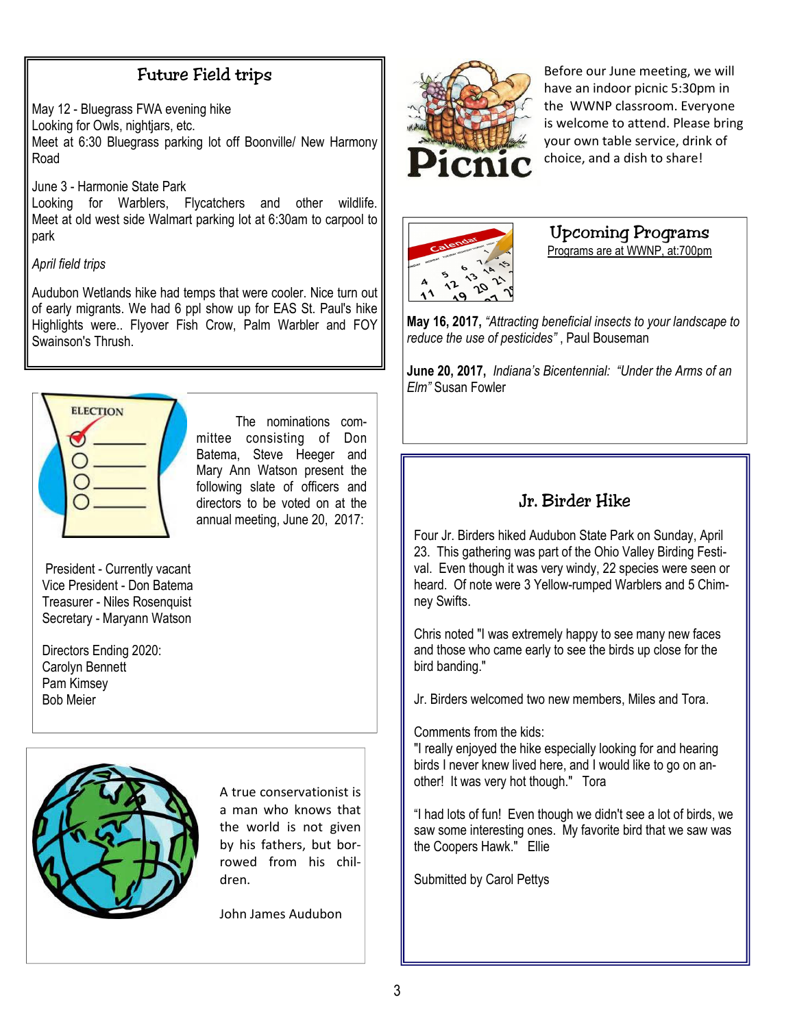## Future Field trips

May 12 - Bluegrass FWA evening hike
Looking for Owls, nightjars, etc.
Meet at 6:30 Bluegrass parking lot off Boonville/ New Harmony Road

June 3 - Harmonie State Park
Looking for Warblers, Flycatchers and other wildlife. Meet at old west side Walmart parking lot at 6:30am to carpool to park

*April field trips*

Audubon Wetlands hike had temps that were cooler. Nice turn out of early migrants. We had 6 ppl show up for EAS St. Paul's hike Highlights were.. Flyover Fish Crow, Palm Warbler and FOY Swainson's Thrush.

The nominations committee consisting of Don Batema, Steve Heeger and Mary Ann Watson present the following slate of officers and directors to be voted on at the annual meeting, June 20, 2017:

President - Currently vacant
Vice President - Don Batema
Treasurer - Niles Rosenquist
Secretary - Maryann Watson

Directors Ending 2020:
Carolyn Bennett
Pam Kimsey
Bob Meier

A true conservationist is a man who knows that the world is not given by his fathers, but borrowed from his children.

John James Audubon

Before our June meeting, we will have an indoor picnic 5:30pm in the WWNP classroom. Everyone is welcome to attend. Please bring your own table service, drink of choice, and a dish to share!

## Upcoming Programs

Programs are at WWNP, at:700pm

**May 16, 2017,** *"Attracting beneficial insects to your landscape to reduce the use of pesticides"* , Paul Bouseman

**June 20, 2017,** *Indiana's Bicentennial: "Under the Arms of an Elm"* Susan Fowler

## Jr. Birder Hike

Four Jr. Birders hiked Audubon State Park on Sunday, April 23. This gathering was part of the Ohio Valley Birding Festival. Even though it was very windy, 22 species were seen or heard. Of note were 3 Yellow-rumped Warblers and 5 Chimney Swifts.

Chris noted "I was extremely happy to see many new faces and those who came early to see the birds up close for the bird banding."

Jr. Birders welcomed two new members, Miles and Tora.

Comments from the kids:
"I really enjoyed the hike especially looking for and hearing birds I never knew lived here, and I would like to go on another! It was very hot though." Tora

"I had lots of fun! Even though we didn't see a lot of birds, we saw some interesting ones. My favorite bird that we saw was the Coopers Hawk." Ellie

Submitted by Carol Pettys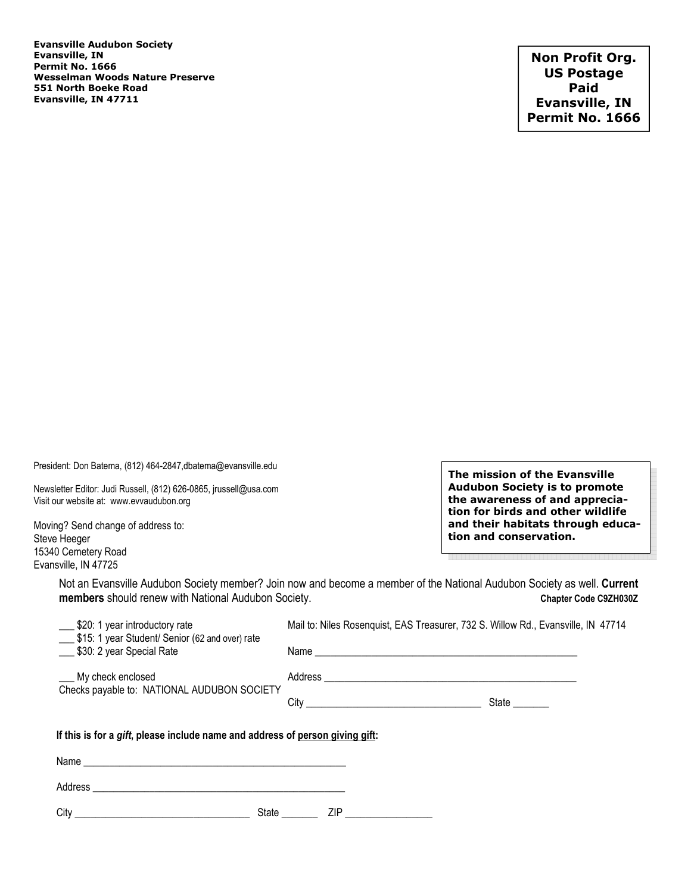**Evansville Audubon Society**
**Evansville, IN**
**Permit No. 1666**
**Wesselman Woods Nature Preserve**
**551 North Boeke Road**
**Evansville, IN 47711**

**Non Profit Org.**
**US Postage**
**Paid**
**Evansville, IN**
**Permit No. 1666**

President: Don Batema, (812) 464-2847,dbatema@evansville.edu

Newsletter Editor: Judi Russell, (812) 626-0865, jrussell@usa.com
Visit our website at: www.evvaudubon.org

Moving? Send change of address to:
Steve Heeger
15340 Cemetery Road
Evansville, IN 47725

**The mission of the Evansville Audubon Society is to promote the awareness of and appreciation for birds and other wildlife and their habitats through education and conservation.**

Not an Evansville Audubon Society member? Join now and become a member of the National Audubon Society as well. **Current members** should renew with National Audubon Society. **Chapter Code C9ZH030Z**

___ $20: 1 year introductory rate
___ $15: 1 year Student/ Senior (62 and over) rate
___ $30: 2 year Special Rate

___ My check enclosed
Checks payable to: NATIONAL AUDUBON SOCIETY

Mail to: Niles Rosenquist, EAS Treasurer, 732 S. Willow Rd., Evansville, IN 47714

Name ___________________________________________________

Address _________________________________________________

City _________________________________ State _______

**If this is for a *gift*, please include name and address of <u>person giving gift</u>:**

Name ___________________________________________________

Address _________________________________________________

City _________________________________ State _______ ZIP _________________